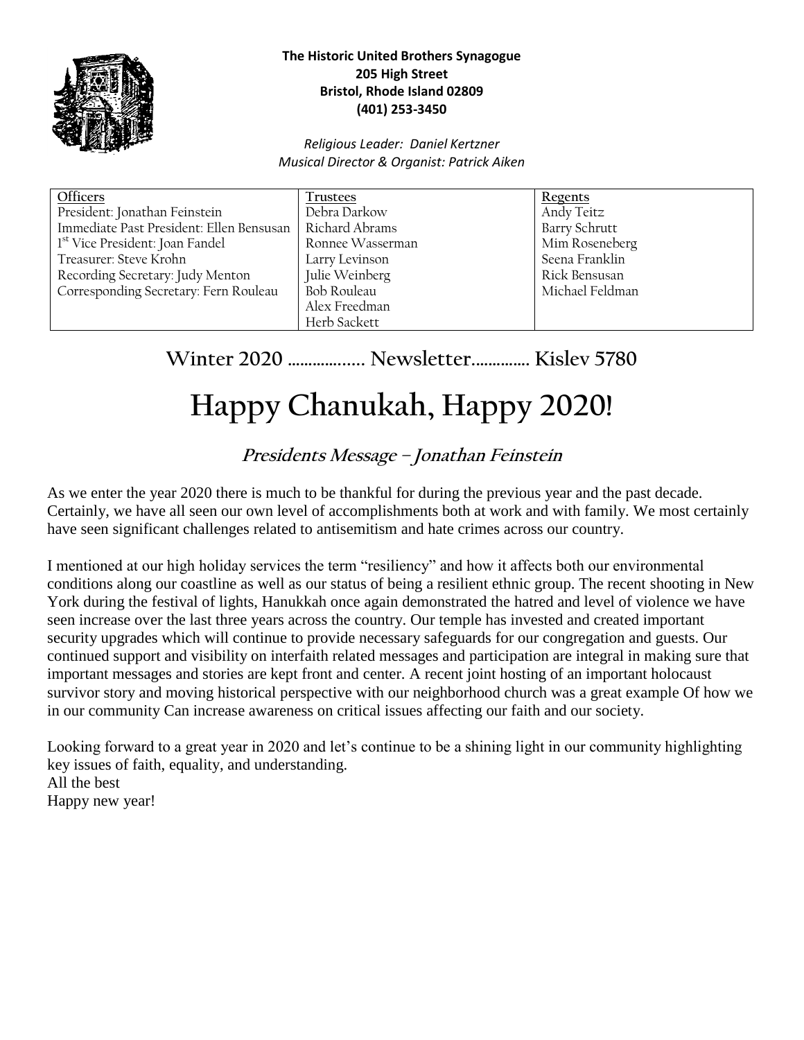**The Historic United Brothers Synagogue**
**205 High Street**
**Bristol, Rhode Island 02809**
**(401) 253-3450**

*Religious Leader: Daniel Kertzner*
*Musical Director & Organist: Patrick Aiken*

| Officers | Trustees | Regents |
| --- | --- | --- |
| President: Jonathan Feinstein | Debra Darkow | Andy Teitz |
| Immediate Past President: Ellen Bensusan | Richard Abrams | Barry Schrutt |
| 1st Vice President: Joan Fandel | Ronnee Wasserman | Mim Roseneberg |
| Treasurer: Steve Krohn | Larry Levinson | Seena Franklin |
| Recording Secretary: Judy Menton | Julie Weinberg | Rick Bensusan |
| Corresponding Secretary: Fern Rouleau | Bob Rouleau | Michael Feldman |
| | Alex Freedman | |
| | Herb Sackett | |

**Winter 2020 .................. Newsletter.............. Kislev 5780**

# Happy Chanukah, Happy 2020!

## *Presidents Message – Jonathan Feinstein*

As we enter the year 2020 there is much to be thankful for during the previous year and the past decade. Certainly, we have all seen our own level of accomplishments both at work and with family. We most certainly have seen significant challenges related to antisemitism and hate crimes across our country.

I mentioned at our high holiday services the term "resiliency" and how it affects both our environmental conditions along our coastline as well as our status of being a resilient ethnic group. The recent shooting in New York during the festival of lights, Hanukkah once again demonstrated the hatred and level of violence we have seen increase over the last three years across the country. Our temple has invested and created important security upgrades which will continue to provide necessary safeguards for our congregation and guests. Our continued support and visibility on interfaith related messages and participation are integral in making sure that important messages and stories are kept front and center. A recent joint hosting of an important holocaust survivor story and moving historical perspective with our neighborhood church was a great example Of how we in our community Can increase awareness on critical issues affecting our faith and our society.

Looking forward to a great year in 2020 and let's continue to be a shining light in our community highlighting key issues of faith, equality, and understanding.
All the best
Happy new year!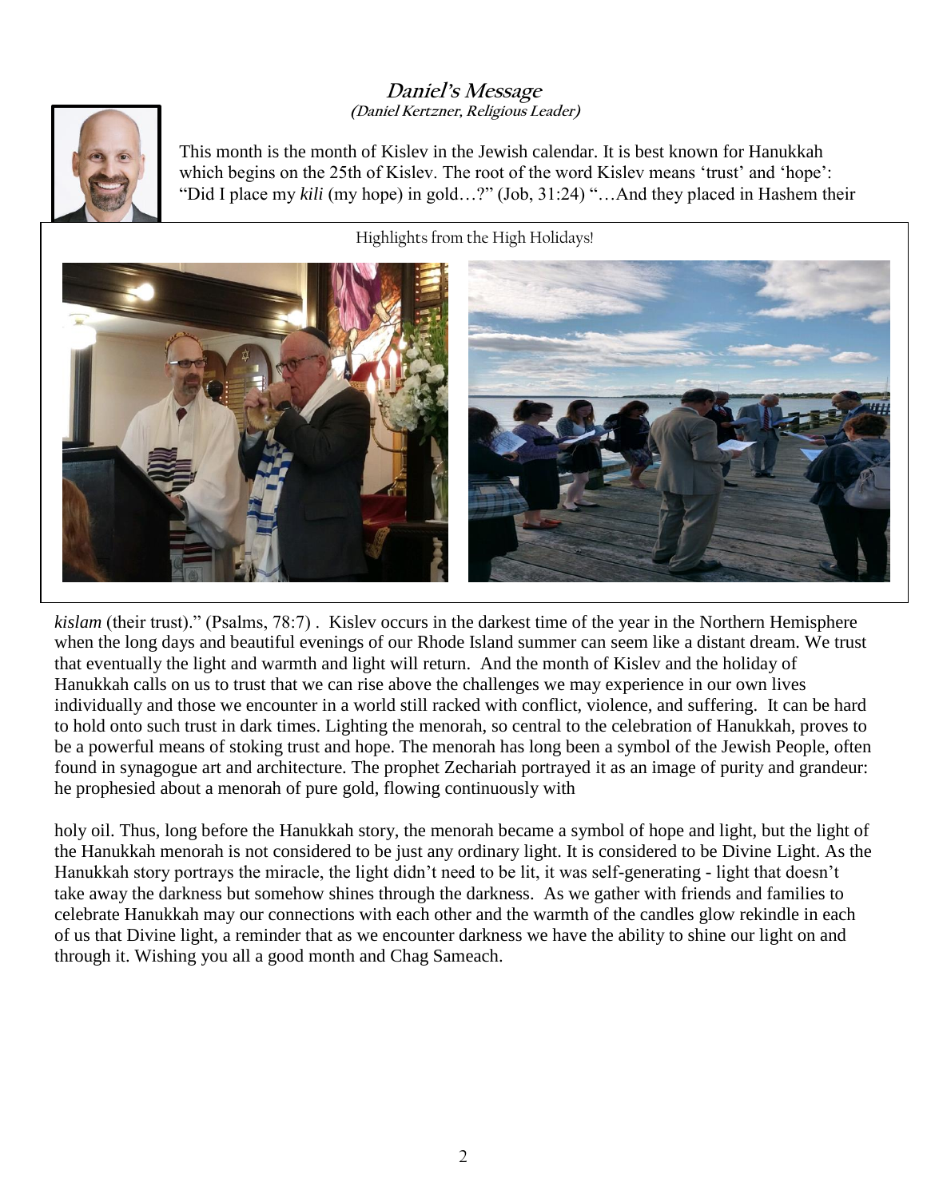## *Daniel's Message*

***(Daniel Kertzner, Religious Leader)***

This month is the month of Kislev in the Jewish calendar. It is best known for Hanukkah which begins on the 25th of Kislev. The root of the word Kislev means 'trust' and 'hope': "Did I place my *kili* (my hope) in gold…?" (Job, 31:24) "…And they placed in Hashem their *kislam* (their trust)." (Psalms, 78:7) . Kislev occurs in the darkest time of the year in the Northern Hemisphere when the long days and beautiful evenings of our Rhode Island summer can seem like a distant dream. We trust that eventually the light and warmth and light will return. And the month of Kislev and the holiday of Hanukkah calls on us to trust that we can rise above the challenges we may experience in our own lives individually and those we encounter in a world still racked with conflict, violence, and suffering. It can be hard to hold onto such trust in dark times. Lighting the menorah, so central to the celebration of Hanukkah, proves to be a powerful means of stoking trust and hope. The menorah has long been a symbol of the Jewish People, often found in synagogue art and architecture. The prophet Zechariah portrayed it as an image of purity and grandeur: he prophesied about a menorah of pure gold, flowing continuously with holy oil. Thus, long before the Hanukkah story, the menorah became a symbol of hope and light, but the light of the Hanukkah menorah is not considered to be just any ordinary light. It is considered to be Divine Light. As the Hanukkah story portrays the miracle, the light didn't need to be lit, it was self-generating - light that doesn't take away the darkness but somehow shines through the darkness. As we gather with friends and families to celebrate Hanukkah may our connections with each other and the warmth of the candles glow rekindle in each of us that Divine light, a reminder that as we encounter darkness we have the ability to shine our light on and through it. Wishing you all a good month and Chag Sameach.

Highlights from the High Holidays!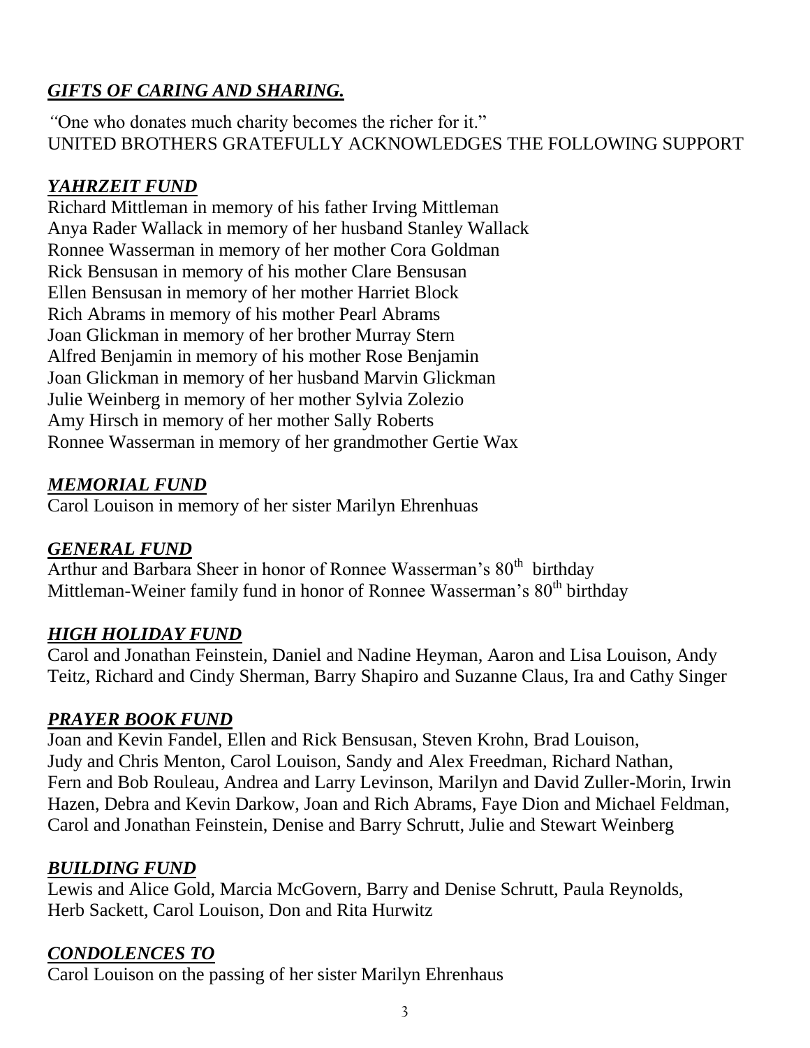## ***GIFTS OF CARING AND SHARING.***

*"*One who donates much charity becomes the richer for it."
UNITED BROTHERS GRATEFULLY ACKNOWLEDGES THE FOLLOWING SUPPORT

### ***YAHRZEIT FUND***

Richard Mittleman in memory of his father Irving Mittleman
Anya Rader Wallack in memory of her husband Stanley Wallack
Ronnee Wasserman in memory of her mother Cora Goldman
Rick Bensusan in memory of his mother Clare Bensusan
Ellen Bensusan in memory of her mother Harriet Block
Rich Abrams in memory of his mother Pearl Abrams
Joan Glickman in memory of her brother Murray Stern
Alfred Benjamin in memory of his mother Rose Benjamin
Joan Glickman in memory of her husband Marvin Glickman
Julie Weinberg in memory of her mother Sylvia Zolezio
Amy Hirsch in memory of her mother Sally Roberts
Ronnee Wasserman in memory of her grandmother Gertie Wax

### ***MEMORIAL FUND***

Carol Louison in memory of her sister Marilyn Ehrenhuas

### ***GENERAL FUND***

Arthur and Barbara Sheer in honor of Ronnee Wasserman's 80th birthday
Mittleman-Weiner family fund in honor of Ronnee Wasserman's 80th birthday

### ***HIGH HOLIDAY FUND***

Carol and Jonathan Feinstein, Daniel and Nadine Heyman, Aaron and Lisa Louison, Andy Teitz, Richard and Cindy Sherman, Barry Shapiro and Suzanne Claus, Ira and Cathy Singer

### ***PRAYER BOOK FUND***

Joan and Kevin Fandel, Ellen and Rick Bensusan, Steven Krohn, Brad Louison, Judy and Chris Menton, Carol Louison, Sandy and Alex Freedman, Richard Nathan, Fern and Bob Rouleau, Andrea and Larry Levinson, Marilyn and David Zuller-Morin, Irwin Hazen, Debra and Kevin Darkow, Joan and Rich Abrams, Faye Dion and Michael Feldman, Carol and Jonathan Feinstein, Denise and Barry Schrutt, Julie and Stewart Weinberg

### ***BUILDING FUND***

Lewis and Alice Gold, Marcia McGovern, Barry and Denise Schrutt, Paula Reynolds, Herb Sackett, Carol Louison, Don and Rita Hurwitz

### ***CONDOLENCES TO***

Carol Louison on the passing of her sister Marilyn Ehrenhaus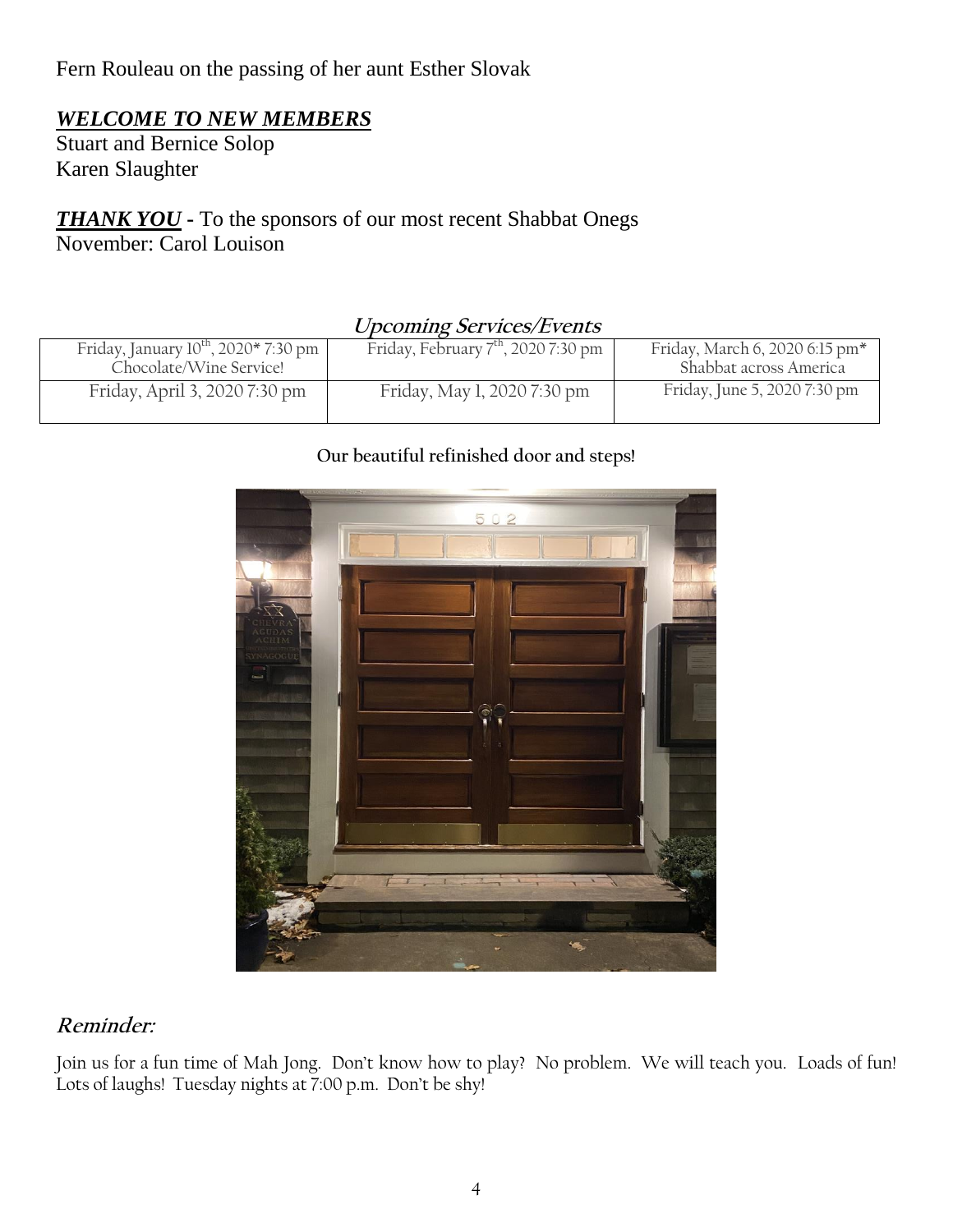Fern Rouleau on the passing of her aunt Esther Slovak

***WELCOME TO NEW MEMBERS***

Stuart and Bernice Solop
Karen Slaughter

***THANK YOU*** - To the sponsors of our most recent Shabbat Onegs
November: Carol Louison

## *Upcoming Services/Events*

| | | |
|---|---|---|
| Friday, January 10th, 2020* 7:30 pm Chocolate/Wine Service! | Friday, February 7th, 2020 7:30 pm | Friday, March 6, 2020 6:15 pm* Shabbat across America |
| Friday, April 3, 2020 7:30 pm | Friday, May 1, 2020 7:30 pm | Friday, June 5, 2020 7:30 pm |

**Our beautiful refinished door and steps!**

## *Reminder:*

Join us for a fun time of Mah Jong. Don't know how to play? No problem. We will teach you. Loads of fun! Lots of laughs! Tuesday nights at 7:00 p.m. Don't be shy!